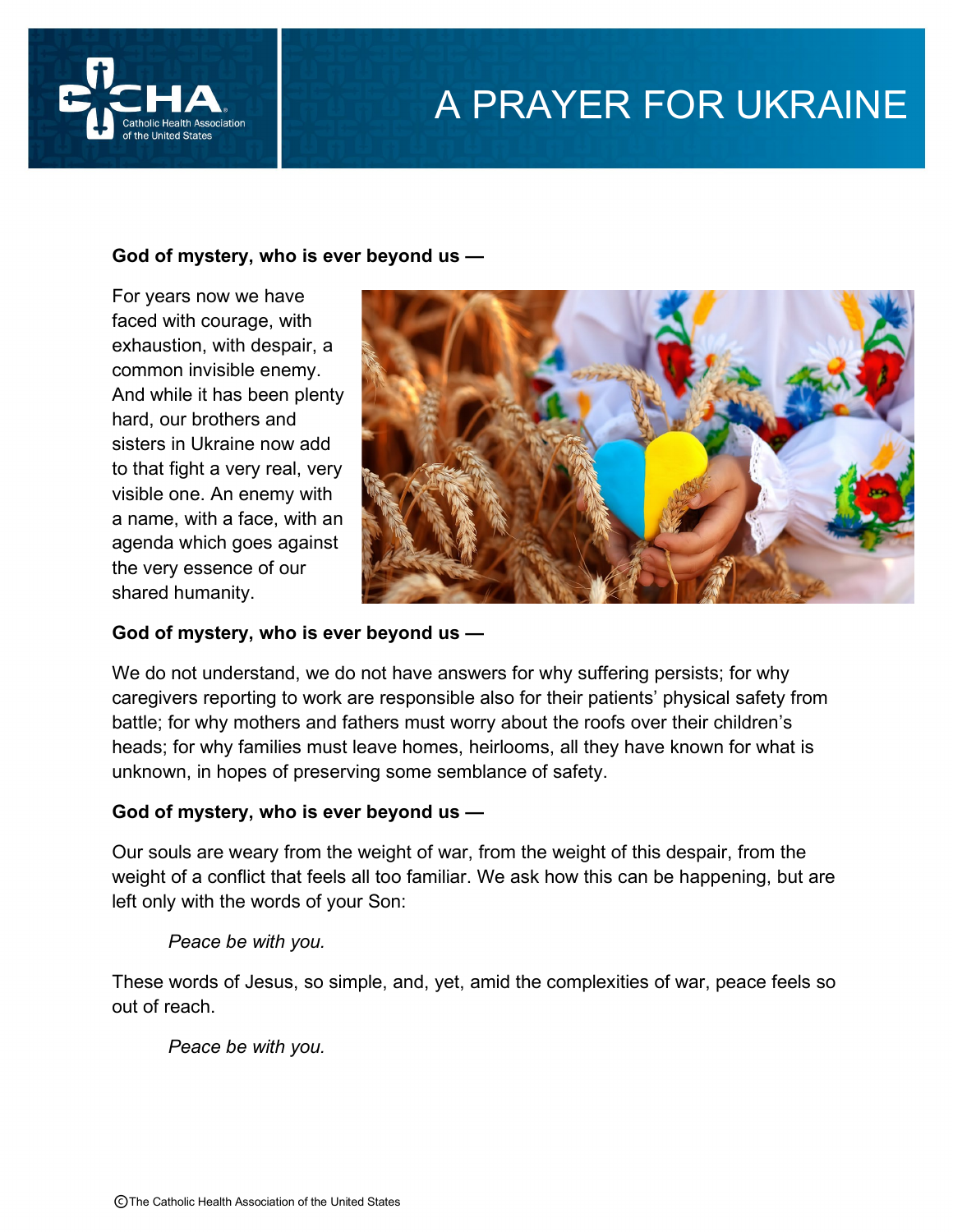# A PRAYER FOR UKRAINE

**God of mystery, who is ever beyond us —**

For years now we have faced with courage, with exhaustion, with despair, a common invisible enemy. And while it has been plenty hard, our brothers and sisters in Ukraine now add to that fight a very real, very visible one. An enemy with a name, with a face, with an agenda which goes against the very essence of our shared humanity.

**God of mystery, who is ever beyond us —**

We do not understand, we do not have answers for why suffering persists; for why caregivers reporting to work are responsible also for their patients' physical safety from battle; for why mothers and fathers must worry about the roofs over their children's heads; for why families must leave homes, heirlooms, all they have known for what is unknown, in hopes of preserving some semblance of safety.

**God of mystery, who is ever beyond us —**

Our souls are weary from the weight of war, from the weight of this despair, from the weight of a conflict that feels all too familiar. We ask how this can be happening, but are left only with the words of your Son:

> *Peace be with you.*

These words of Jesus, so simple, and, yet, amid the complexities of war, peace feels so out of reach.

> *Peace be with you.*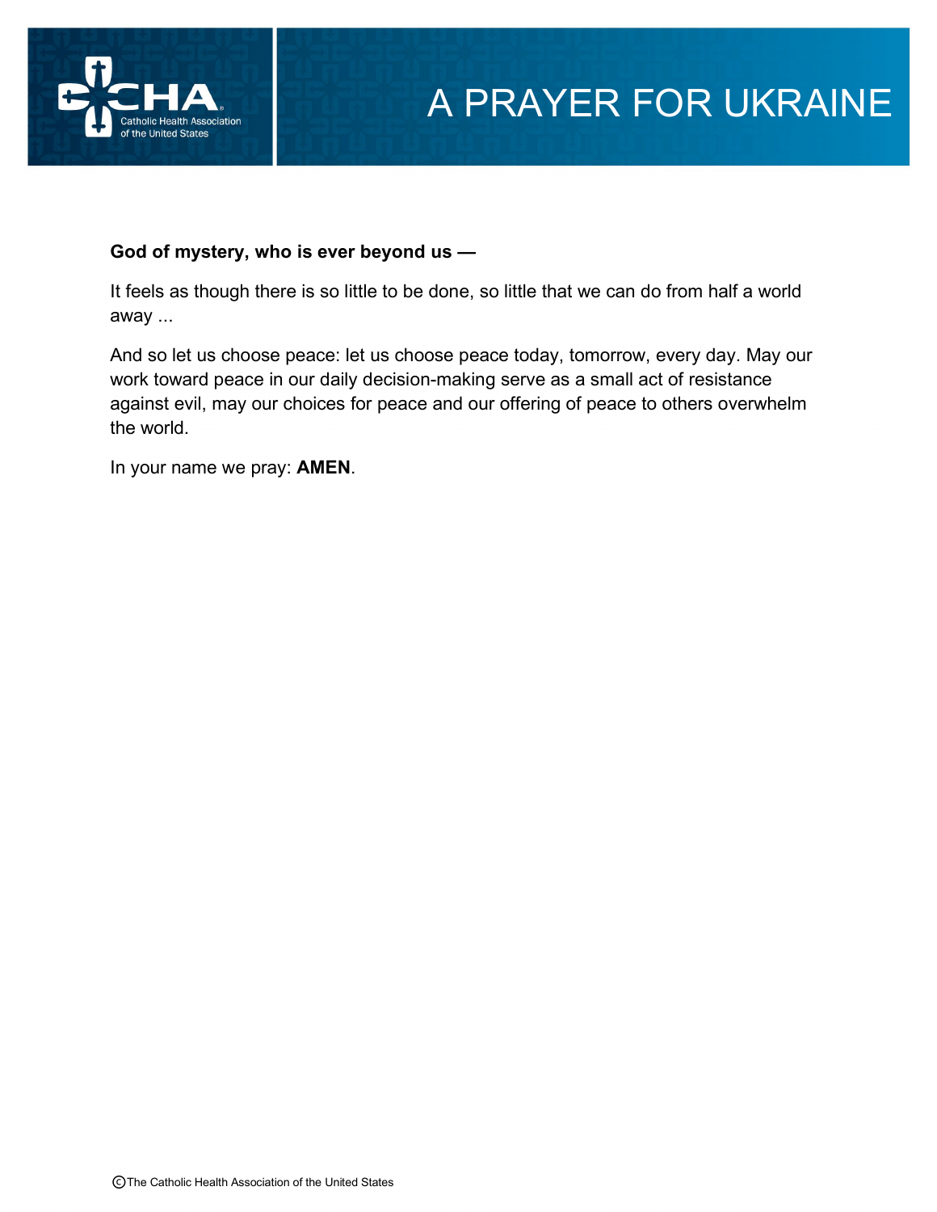# A PRAYER FOR UKRAINE

**God of mystery, who is ever beyond us —**

It feels as though there is so little to be done, so little that we can do from half a world away ...

And so let us choose peace: let us choose peace today, tomorrow, every day. May our work toward peace in our daily decision-making serve as a small act of resistance against evil, may our choices for peace and our offering of peace to others overwhelm the world.

In your name we pray: **AMEN**.

©The Catholic Health Association of the United States